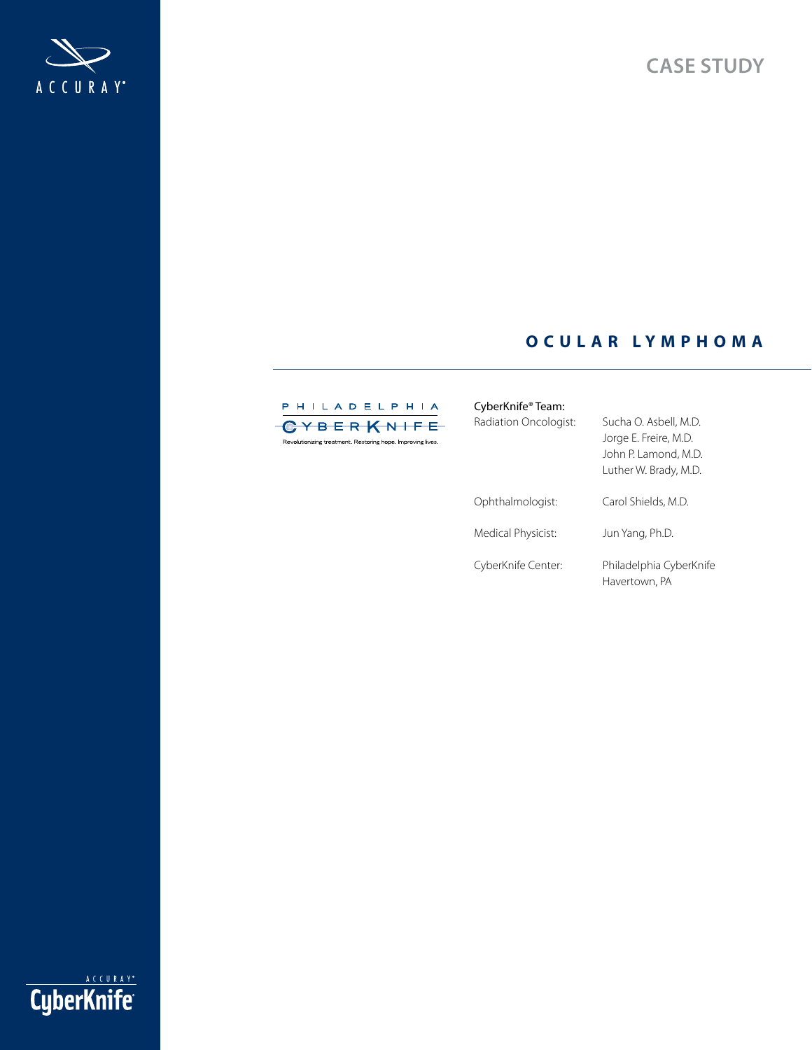# CASE STUDY

## OCULAR LYMPHOMA

PHILADELPHIA CYBERKNIFE

Revolutionizing treatment. Restoring hope. Improving lives.

CyberKnife® Team:

| | |
|---|---|
| Radiation Oncologist: | Sucha O. Asbell, M.D.<br>Jorge E. Freire, M.D.<br>John P. Lamond, M.D.<br>Luther W. Brady, M.D. |
| Ophthalmologist: | Carol Shields, M.D. |
| Medical Physicist: | Jun Yang, Ph.D. |
| CyberKnife Center: | Philadelphia CyberKnife<br>Havertown, PA |

ACCURAY

ACCURAY CyberKnife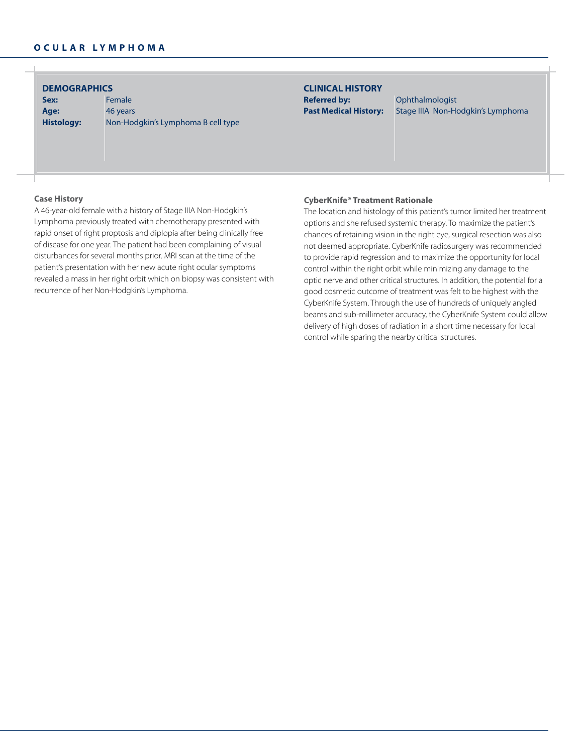# OCULAR LYMPHOMA

| DEMOGRAPHICS | | CLINICAL HISTORY | |
|---|---|---|---|
| **Sex:** | Female | **Referred by:** | Ophthalmologist |
| **Age:** | 46 years | **Past Medical History:** | Stage IIIA Non-Hodgkin's Lymphoma |
| **Histology:** | Non-Hodgkin's Lymphoma B cell type | | |

### Case History

A 46-year-old female with a history of Stage IIIA Non-Hodgkin's Lymphoma previously treated with chemotherapy presented with rapid onset of right proptosis and diplopia after being clinically free of disease for one year. The patient had been complaining of visual disturbances for several months prior. MRI scan at the time of the patient's presentation with her new acute right ocular symptoms revealed a mass in her right orbit which on biopsy was consistent with recurrence of her Non-Hodgkin's Lymphoma.

### CyberKnife® Treatment Rationale

The location and histology of this patient's tumor limited her treatment options and she refused systemic therapy. To maximize the patient's chances of retaining vision in the right eye, surgical resection was also not deemed appropriate. CyberKnife radiosurgery was recommended to provide rapid regression and to maximize the opportunity for local control within the right orbit while minimizing any damage to the optic nerve and other critical structures. In addition, the potential for a good cosmetic outcome of treatment was felt to be highest with the CyberKnife System. Through the use of hundreds of uniquely angled beams and sub-millimeter accuracy, the CyberKnife System could allow delivery of high doses of radiation in a short time necessary for local control while sparing the nearby critical structures.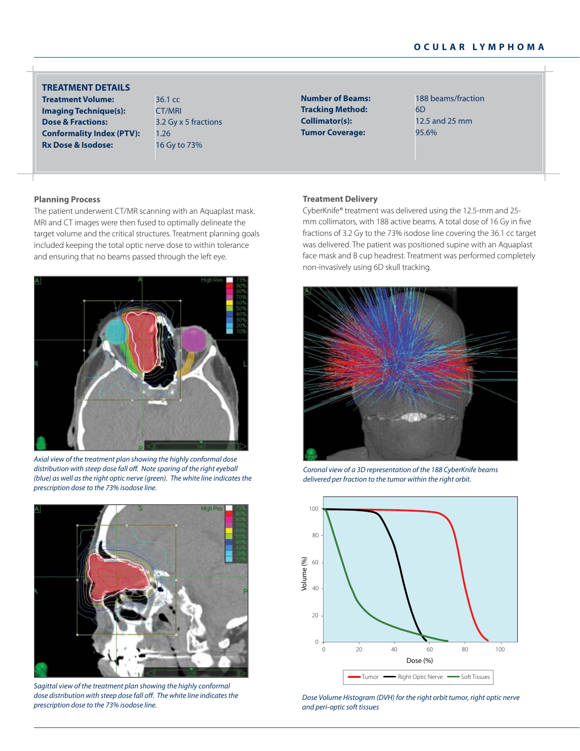## TREATMENT DETAILS

| | | | |
|---|---|---|---|
| **Treatment Volume:** | 36.1 cc | **Number of Beams:** | 188 beams/fraction |
| **Imaging Technique(s):** | CT/MRI | **Tracking Method:** | 6D |
| **Dose & Fractions:** | 3.2 Gy x 5 fractions | **Collimator(s):** | 12.5 and 25 mm |
| **Conformality Index (PTV):** | 1.26 | **Tumor Coverage:** | 95.6% |
| **Rx Dose & Isodose:** | 16 Gy to 73% | | |

### Planning Process

The patient underwent CT/MR scanning with an Aquaplast mask. MRI and CT images were then fused to optimally delineate the target volume and the critical structures. Treatment planning goals included keeping the total optic nerve dose to within tolerance and ensuring that no beams passed through the left eye.

*Axial view of the treatment plan showing the highly conformal dose distribution with steep dose fall off. Note sparing of the right eyeball (blue) as well as the right optic nerve (green). The white line indicates the prescription dose to the 73% isodose line.*

*Sagittal view of the treatment plan showing the highly conformal dose distribution with steep dose fall off. The white line indicates the prescription dose to the 73% isodose line.*

### Treatment Delivery

CyberKnife® treatment was delivered using the 12.5-mm and 25-mm collimators, with 188 active beams. A total dose of 16 Gy in five fractions of 3.2 Gy to the 73% isodose line covering the 36.1 cc target was delivered. The patient was positioned supine with an Aquaplast face mask and B cup headrest. Treatment was performed completely non-invasively using 6D skull tracking.

*Coronal view of a 3D representation of the 188 CyberKnife beams delivered per fraction to the tumor within the right orbit.*

*Dose Volume Histogram (DVH) for the right orbit tumor, right optic nerve and peri-optic soft tissues*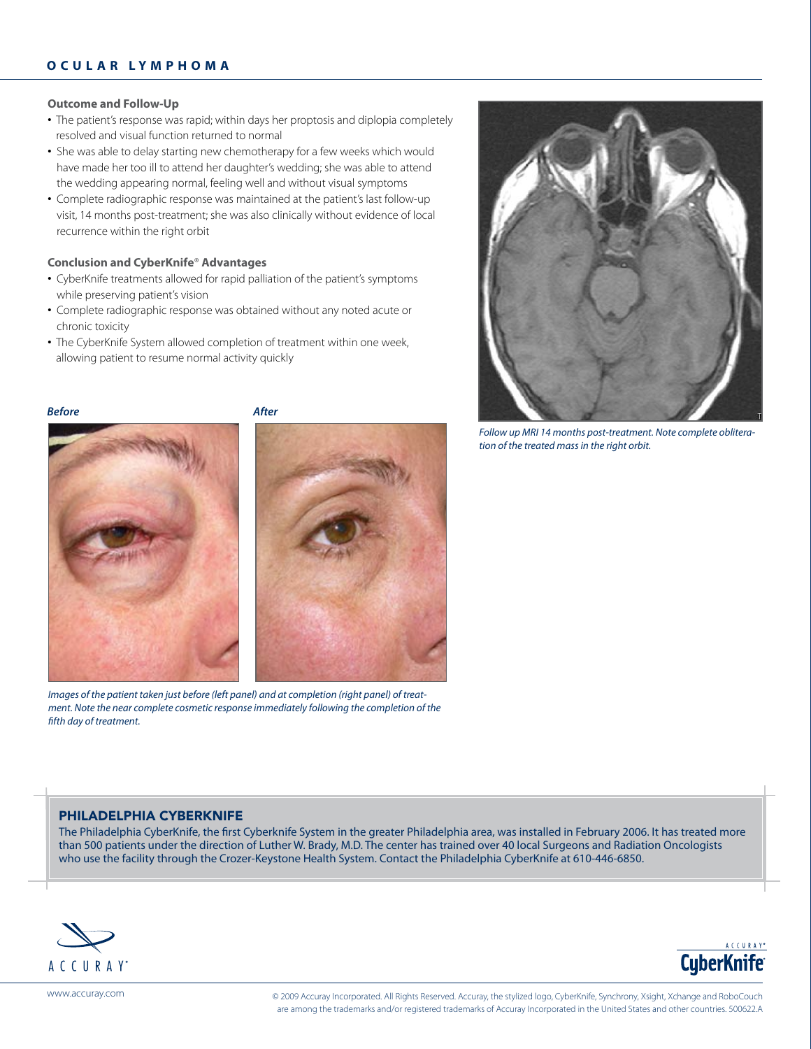## Outcome and Follow-Up

- The patient's response was rapid; within days her proptosis and diplopia completely resolved and visual function returned to normal
- She was able to delay starting new chemotherapy for a few weeks which would have made her too ill to attend her daughter's wedding; she was able to attend the wedding appearing normal, feeling well and without visual symptoms
- Complete radiographic response was maintained at the patient's last follow-up visit, 14 months post-treatment; she was also clinically without evidence of local recurrence within the right orbit

## Conclusion and CyberKnife® Advantages

- CyberKnife treatments allowed for rapid palliation of the patient's symptoms while preserving patient's vision
- Complete radiographic response was obtained without any noted acute or chronic toxicity
- The CyberKnife System allowed completion of treatment within one week, allowing patient to resume normal activity quickly

*Before*

*After*

*Images of the patient taken just before (left panel) and at completion (right panel) of treatment. Note the near complete cosmetic response immediately following the completion of the fifth day of treatment.*

*Follow up MRI 14 months post-treatment. Note complete obliteration of the treated mass in the right orbit.*

## PHILADELPHIA CYBERKNIFE

The Philadelphia CyberKnife, the first Cyberknife System in the greater Philadelphia area, was installed in February 2006. It has treated more than 500 patients under the direction of Luther W. Brady, M.D. The center has trained over 40 local Surgeons and Radiation Oncologists who use the facility through the Crozer-Keystone Health System. Contact the Philadelphia CyberKnife at 610-446-6850.

ACCURAY®

ACCURAY® CyberKnife®

www.accuray.com

© 2009 Accuray Incorporated. All Rights Reserved. Accuray, the stylized logo, CyberKnife, Synchrony, Xsight, Xchange and RoboCouch are among the trademarks and/or registered trademarks of Accuray Incorporated in the United States and other countries. 500622.A